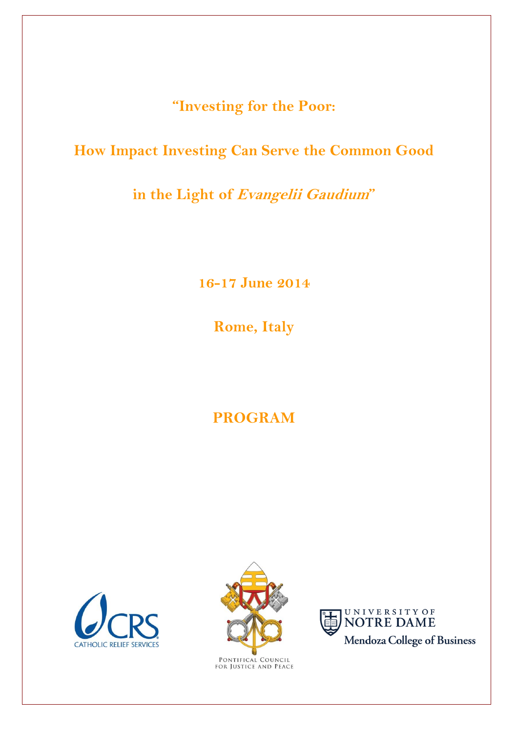# "Investing for the Poor:

# How Impact Investing Can Serve the Common Good

# in the Light of *Evangelii Gaudium*"

**16-17 June 2014**

**Rome, Italy**

## PROGRAM

CATHOLIC RELIEF SERVICES

PONTIFICAL COUNCIL FOR JUSTICE AND PEACE

UNIVERSITY OF NOTRE DAME
Mendoza College of Business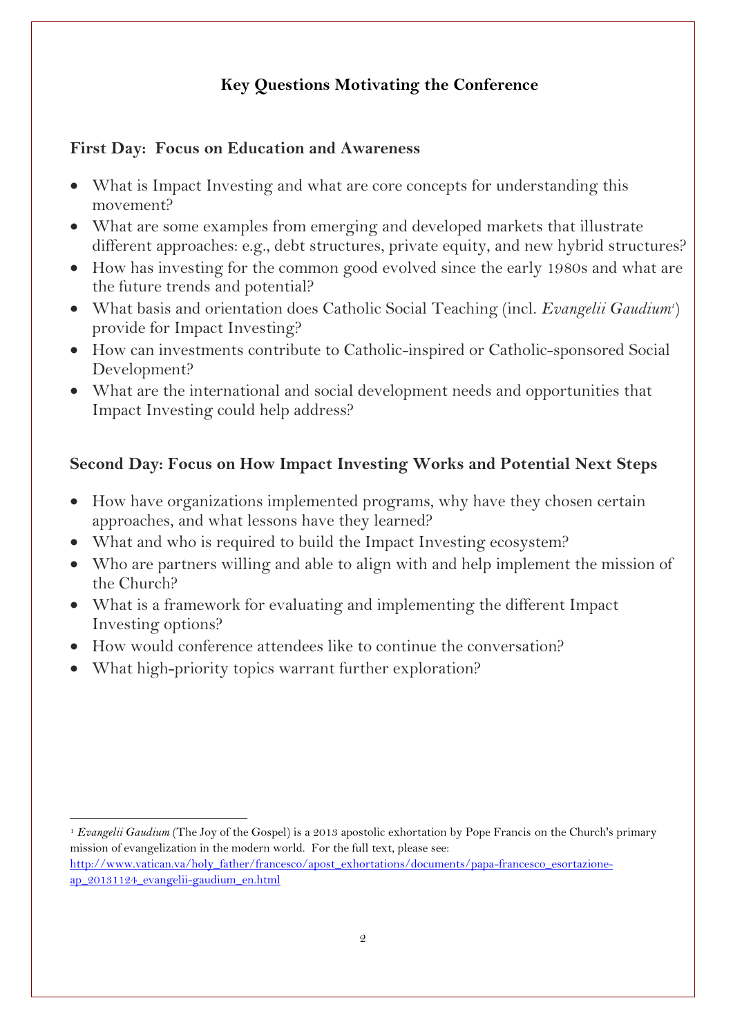## Key Questions Motivating the Conference

### First Day: Focus on Education and Awareness

- What is Impact Investing and what are core concepts for understanding this movement?
- What are some examples from emerging and developed markets that illustrate different approaches: e.g., debt structures, private equity, and new hybrid structures?
- How has investing for the common good evolved since the early 1980s and what are the future trends and potential?
- What basis and orientation does Catholic Social Teaching (incl. *Evangelii Gaudium*[1]) provide for Impact Investing?
- How can investments contribute to Catholic-inspired or Catholic-sponsored Social Development?
- What are the international and social development needs and opportunities that Impact Investing could help address?

### Second Day: Focus on How Impact Investing Works and Potential Next Steps

- How have organizations implemented programs, why have they chosen certain approaches, and what lessons have they learned?
- What and who is required to build the Impact Investing ecosystem?
- Who are partners willing and able to align with and help implement the mission of the Church?
- What is a framework for evaluating and implementing the different Impact Investing options?
- How would conference attendees like to continue the conversation?
- What high-priority topics warrant further exploration?

---

[1] *Evangelii Gaudium* (The Joy of the Gospel) is a 2013 apostolic exhortation by Pope Francis on the Church's primary mission of evangelization in the modern world. For the full text, please see: http://www.vatican.va/holy_father/francesco/apost_exhortations/documents/papa-francesco_esortazione-ap_20131124_evangelii-gaudium_en.html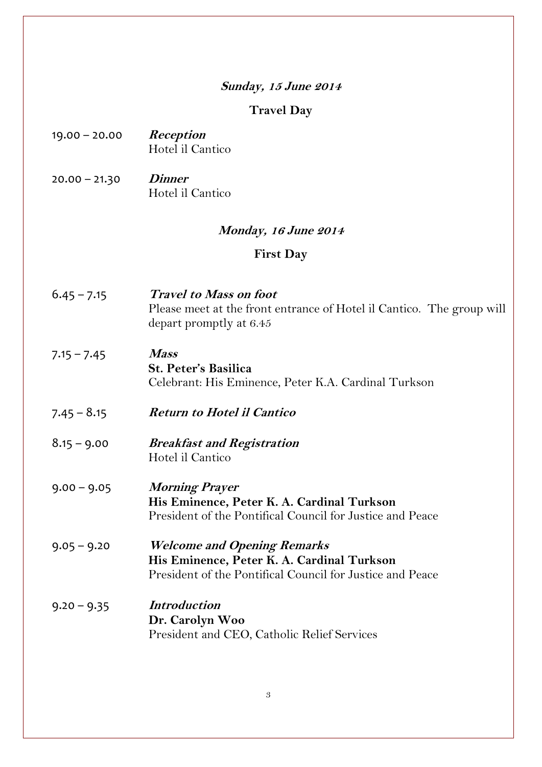***Sunday, 15 June 2014***

**Travel Day**

19.00 – 20.00 ***Reception***
Hotel il Cantico

20.00 – 21.30 ***Dinner***
Hotel il Cantico

***Monday, 16 June 2014***

**First Day**

6.45 – 7.15 ***Travel to Mass on foot***
Please meet at the front entrance of Hotel il Cantico. The group will depart promptly at 6.45

7.15 – 7.45 ***Mass***
**St. Peter's Basilica**
Celebrant: His Eminence, Peter K.A. Cardinal Turkson

7.45 – 8.15 ***Return to Hotel il Cantico***

8.15 – 9.00 ***Breakfast and Registration***
Hotel il Cantico

9.00 – 9.05 ***Morning Prayer***
**His Eminence, Peter K. A. Cardinal Turkson**
President of the Pontifical Council for Justice and Peace

9.05 – 9.20 ***Welcome and Opening Remarks***
**His Eminence, Peter K. A. Cardinal Turkson**
President of the Pontifical Council for Justice and Peace

9.20 – 9.35 ***Introduction***
**Dr. Carolyn Woo**
President and CEO, Catholic Relief Services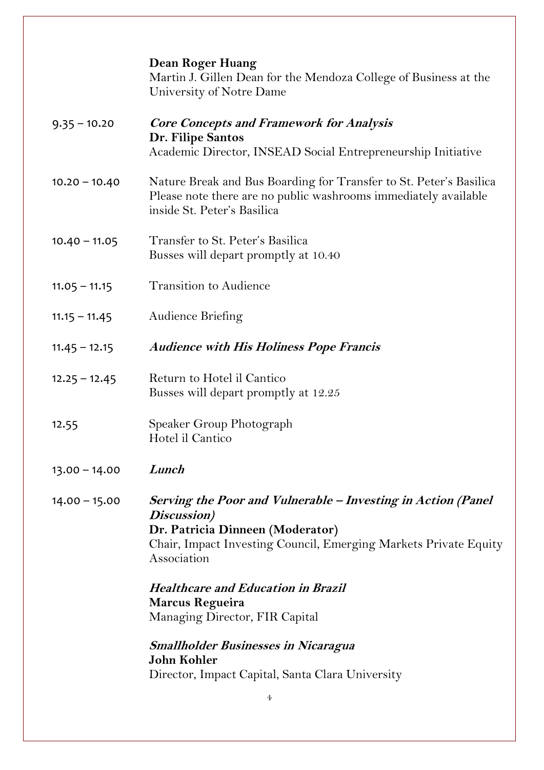**Dean Roger Huang**
Martin J. Gillen Dean for the Mendoza College of Business at the University of Notre Dame

9.35 – 10.20 ***Core Concepts and Framework for Analysis***
**Dr. Filipe Santos**
Academic Director, INSEAD Social Entrepreneurship Initiative

10.20 – 10.40 Nature Break and Bus Boarding for Transfer to St. Peter's Basilica
Please note there are no public washrooms immediately available inside St. Peter's Basilica

10.40 – 11.05 Transfer to St. Peter's Basilica
Busses will depart promptly at 10.40

11.05 – 11.15 Transition to Audience

11.15 – 11.45 Audience Briefing

11.45 – 12.15 ***Audience with His Holiness Pope Francis***

12.25 – 12.45 Return to Hotel il Cantico
Busses will depart promptly at 12.25

12.55 Speaker Group Photograph
Hotel il Cantico

13.00 – 14.00 ***Lunch***

14.00 – 15.00 ***Serving the Poor and Vulnerable – Investing in Action (Panel Discussion)***
**Dr. Patricia Dinneen (Moderator)**
Chair, Impact Investing Council, Emerging Markets Private Equity Association

***Healthcare and Education in Brazil***
**Marcus Regueira**
Managing Director, FIR Capital

***Smallholder Businesses in Nicaragua***
**John Kohler**
Director, Impact Capital, Santa Clara University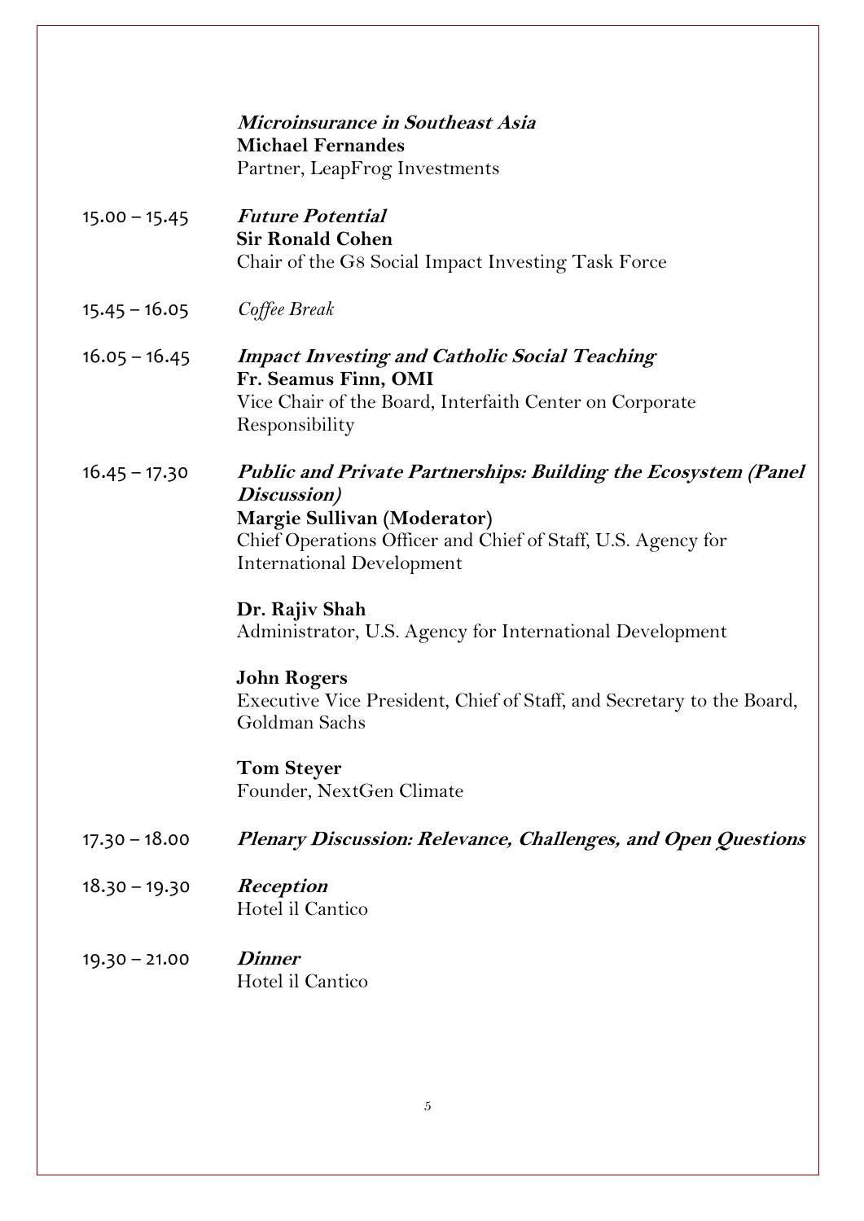| | |
|---|---|
| | ***Microinsurance in Southeast Asia***<br>**Michael Fernandes**<br>Partner, LeapFrog Investments |
| 15.00 – 15.45 | ***Future Potential***<br>**Sir Ronald Cohen**<br>Chair of the G8 Social Impact Investing Task Force |
| 15.45 – 16.05 | *Coffee Break* |
| 16.05 – 16.45 | ***Impact Investing and Catholic Social Teaching***<br>**Fr. Seamus Finn, OMI**<br>Vice Chair of the Board, Interfaith Center on Corporate Responsibility |
| 16.45 – 17.30 | ***Public and Private Partnerships: Building the Ecosystem (Panel Discussion)***<br>**Margie Sullivan (Moderator)**<br>Chief Operations Officer and Chief of Staff, U.S. Agency for International Development<br><br>**Dr. Rajiv Shah**<br>Administrator, U.S. Agency for International Development<br><br>**John Rogers**<br>Executive Vice President, Chief of Staff, and Secretary to the Board, Goldman Sachs<br><br>**Tom Steyer**<br>Founder, NextGen Climate |
| 17.30 – 18.00 | ***Plenary Discussion: Relevance, Challenges, and Open Questions*** |
| 18.30 – 19.30 | ***Reception***<br>Hotel il Cantico |
| 19.30 – 21.00 | ***Dinner***<br>Hotel il Cantico |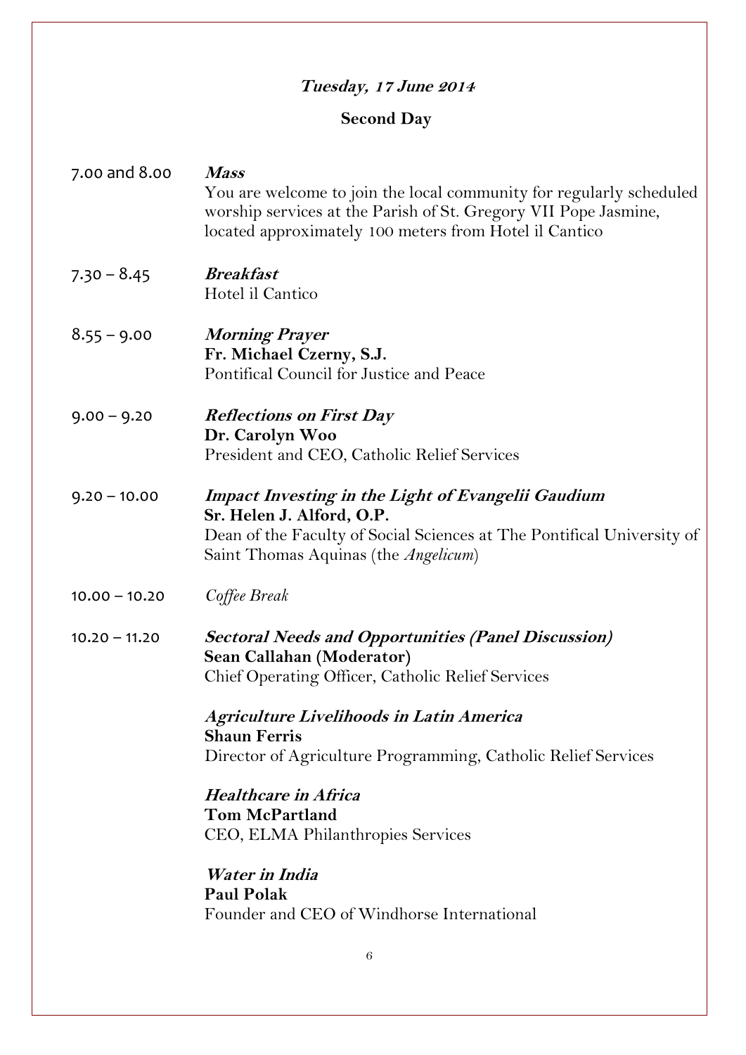## *Tuesday, 17 June 2014*

## Second Day

7.00 and 8.00 — ***Mass***
You are welcome to join the local community for regularly scheduled worship services at the Parish of St. Gregory VII Pope Jasmine, located approximately 100 meters from Hotel il Cantico

7.30 – 8.45 — ***Breakfast***
Hotel il Cantico

8.55 – 9.00 — ***Morning Prayer***
**Fr. Michael Czerny, S.J.**
Pontifical Council for Justice and Peace

9.00 – 9.20 — ***Reflections on First Day***
**Dr. Carolyn Woo**
President and CEO, Catholic Relief Services

9.20 – 10.00 — ***Impact Investing in the Light of Evangelii Gaudium***
**Sr. Helen J. Alford, O.P.**
Dean of the Faculty of Social Sciences at The Pontifical University of Saint Thomas Aquinas (the *Angelicum*)

10.00 – 10.20 — *Coffee Break*

10.20 – 11.20 — ***Sectoral Needs and Opportunities (Panel Discussion)***
**Sean Callahan (Moderator)**
Chief Operating Officer, Catholic Relief Services

***Agriculture Livelihoods in Latin America***
**Shaun Ferris**
Director of Agriculture Programming, Catholic Relief Services

***Healthcare in Africa***
**Tom McPartland**
CEO, ELMA Philanthropies Services

***Water in India***
**Paul Polak**
Founder and CEO of Windhorse International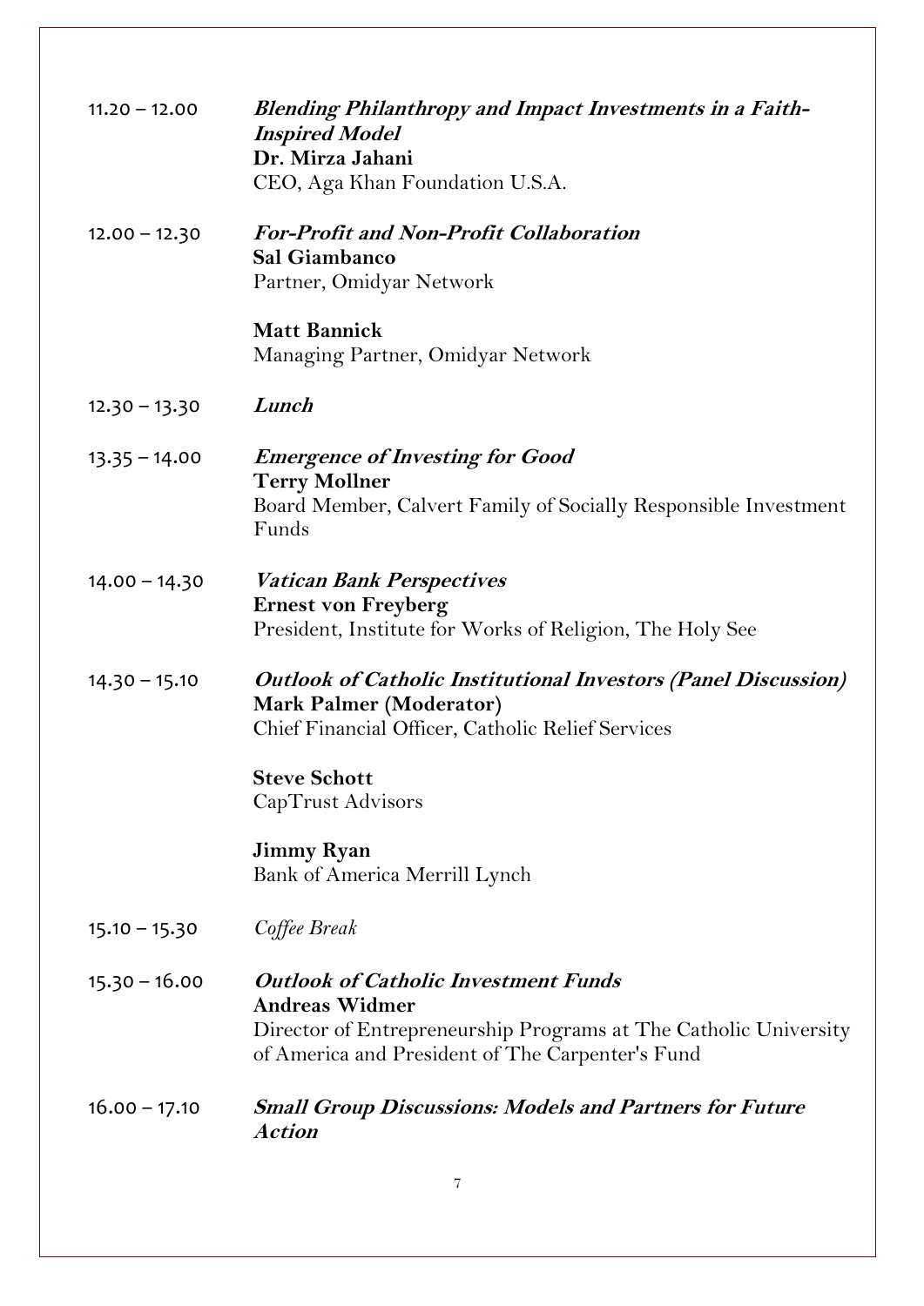11.20 – 12.00 ***Blending Philanthropy and Impact Investments in a Faith-Inspired Model***
**Dr. Mirza Jahani**
CEO, Aga Khan Foundation U.S.A.

12.00 – 12.30 ***For-Profit and Non-Profit Collaboration***
**Sal Giambanco**
Partner, Omidyar Network

**Matt Bannick**
Managing Partner, Omidyar Network

12.30 – 13.30 ***Lunch***

13.35 – 14.00 ***Emergence of Investing for Good***
**Terry Mollner**
Board Member, Calvert Family of Socially Responsible Investment Funds

14.00 – 14.30 ***Vatican Bank Perspectives***
**Ernest von Freyberg**
President, Institute for Works of Religion, The Holy See

14.30 – 15.10 ***Outlook of Catholic Institutional Investors (Panel Discussion)***
**Mark Palmer (Moderator)**
Chief Financial Officer, Catholic Relief Services

**Steve Schott**
CapTrust Advisors

**Jimmy Ryan**
Bank of America Merrill Lynch

15.10 – 15.30 *Coffee Break*

15.30 – 16.00 ***Outlook of Catholic Investment Funds***
**Andreas Widmer**
Director of Entrepreneurship Programs at The Catholic University of America and President of The Carpenter's Fund

16.00 – 17.10 ***Small Group Discussions: Models and Partners for Future Action***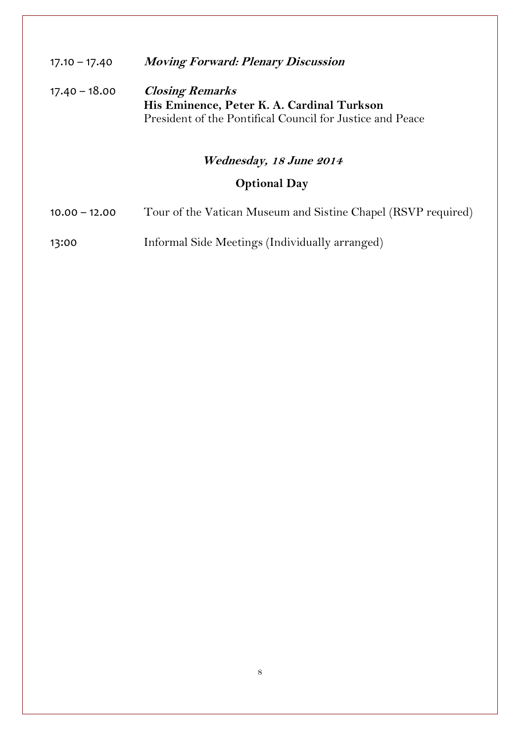17.10 – 17.40 ***Moving Forward: Plenary Discussion***

17.40 – 18.00 ***Closing Remarks***
**His Eminence, Peter K. A. Cardinal Turkson**
President of the Pontifical Council for Justice and Peace

### *Wednesday, 18 June 2014*

### Optional Day

10.00 – 12.00 Tour of the Vatican Museum and Sistine Chapel (RSVP required)

13:00 Informal Side Meetings (Individually arranged)